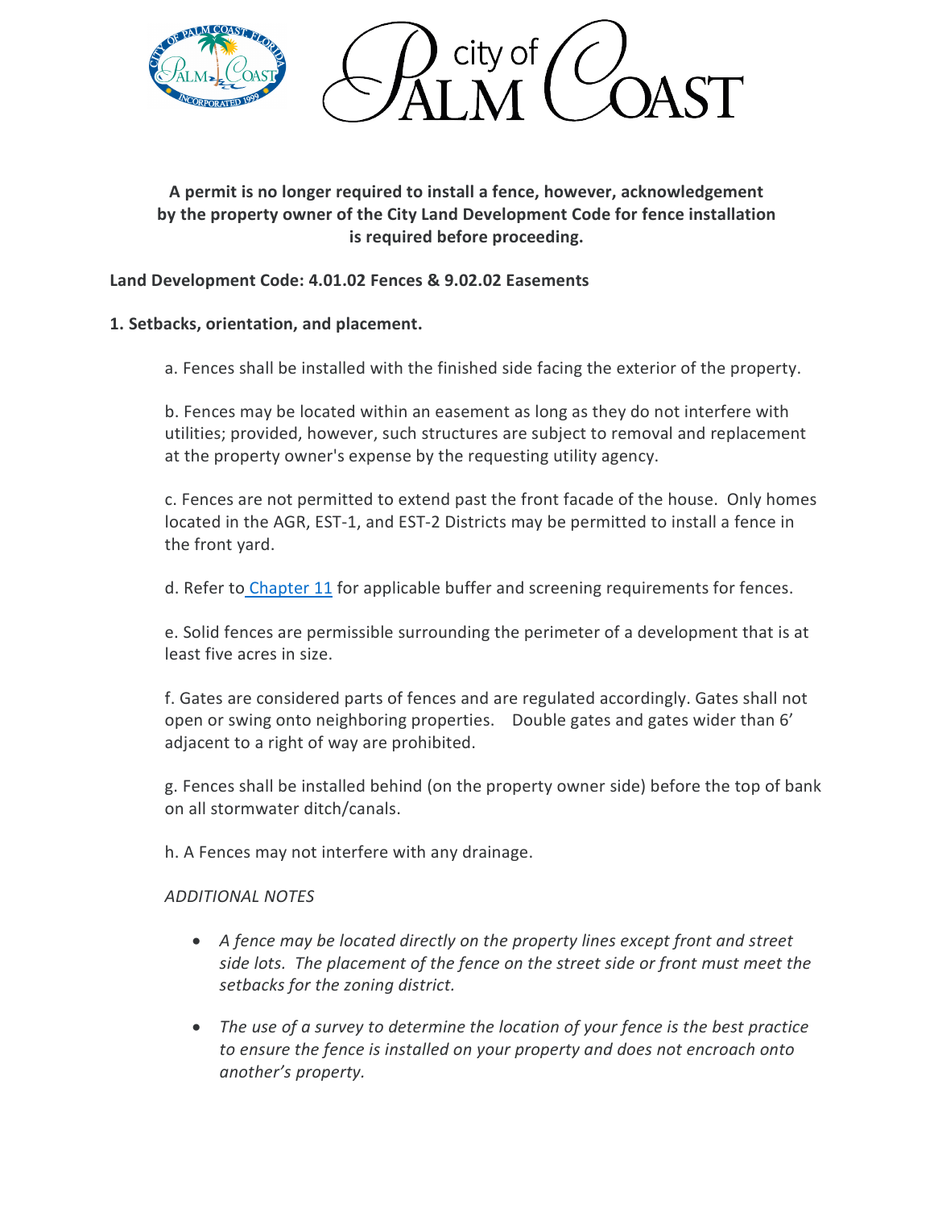**A permit is no longer required to install a fence, however, acknowledgement by the property owner of the City Land Development Code for fence installation is required before proceeding.**

**Land Development Code: 4.01.02 Fences & 9.02.02 Easements**

**1. Setbacks, orientation, and placement.**

a. Fences shall be installed with the finished side facing the exterior of the property.

b. Fences may be located within an easement as long as they do not interfere with utilities; provided, however, such structures are subject to removal and replacement at the property owner's expense by the requesting utility agency.

c. Fences are not permitted to extend past the front facade of the house. Only homes located in the AGR, EST-1, and EST-2 Districts may be permitted to install a fence in the front yard.

d. Refer to Chapter 11 for applicable buffer and screening requirements for fences.

e. Solid fences are permissible surrounding the perimeter of a development that is at least five acres in size.

f. Gates are considered parts of fences and are regulated accordingly. Gates shall not open or swing onto neighboring properties. Double gates and gates wider than 6' adjacent to a right of way are prohibited.

g. Fences shall be installed behind (on the property owner side) before the top of bank on all stormwater ditch/canals.

h. A Fences may not interfere with any drainage.

*ADDITIONAL NOTES*

- *A fence may be located directly on the property lines except front and street side lots. The placement of the fence on the street side or front must meet the setbacks for the zoning district.*
- *The use of a survey to determine the location of your fence is the best practice to ensure the fence is installed on your property and does not encroach onto another's property.*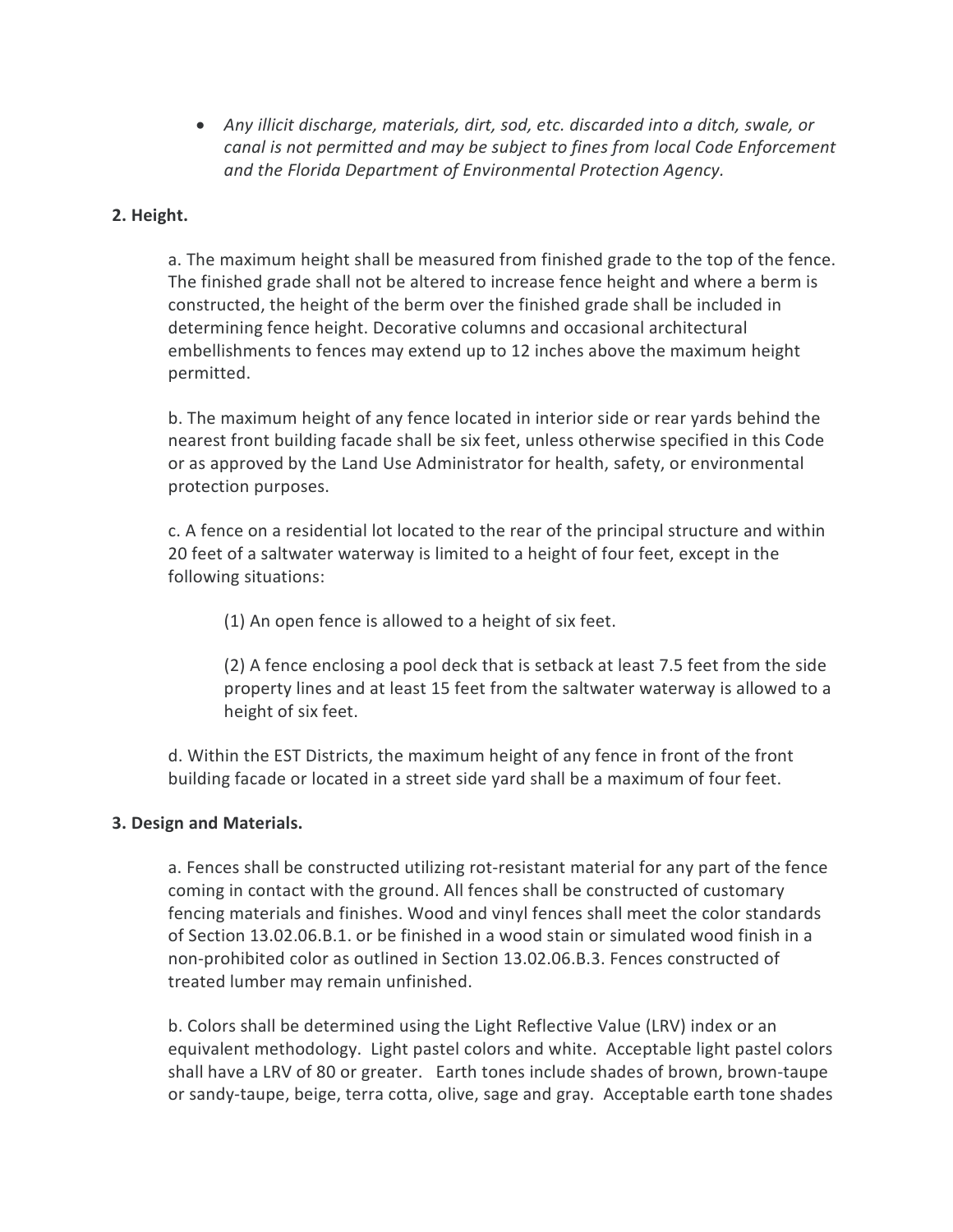- *Any illicit discharge, materials, dirt, sod, etc. discarded into a ditch, swale, or canal is not permitted and may be subject to fines from local Code Enforcement and the Florida Department of Environmental Protection Agency.*

**2. Height.**

a. The maximum height shall be measured from finished grade to the top of the fence. The finished grade shall not be altered to increase fence height and where a berm is constructed, the height of the berm over the finished grade shall be included in determining fence height. Decorative columns and occasional architectural embellishments to fences may extend up to 12 inches above the maximum height permitted.

b. The maximum height of any fence located in interior side or rear yards behind the nearest front building facade shall be six feet, unless otherwise specified in this Code or as approved by the Land Use Administrator for health, safety, or environmental protection purposes.

c. A fence on a residential lot located to the rear of the principal structure and within 20 feet of a saltwater waterway is limited to a height of four feet, except in the following situations:

(1) An open fence is allowed to a height of six feet.

(2) A fence enclosing a pool deck that is setback at least 7.5 feet from the side property lines and at least 15 feet from the saltwater waterway is allowed to a height of six feet.

d. Within the EST Districts, the maximum height of any fence in front of the front building facade or located in a street side yard shall be a maximum of four feet.

**3. Design and Materials.**

a. Fences shall be constructed utilizing rot-resistant material for any part of the fence coming in contact with the ground. All fences shall be constructed of customary fencing materials and finishes. Wood and vinyl fences shall meet the color standards of Section 13.02.06.B.1. or be finished in a wood stain or simulated wood finish in a non-prohibited color as outlined in Section 13.02.06.B.3. Fences constructed of treated lumber may remain unfinished.

b. Colors shall be determined using the Light Reflective Value (LRV) index or an equivalent methodology. Light pastel colors and white. Acceptable light pastel colors shall have a LRV of 80 or greater. Earth tones include shades of brown, brown-taupe or sandy-taupe, beige, terra cotta, olive, sage and gray. Acceptable earth tone shades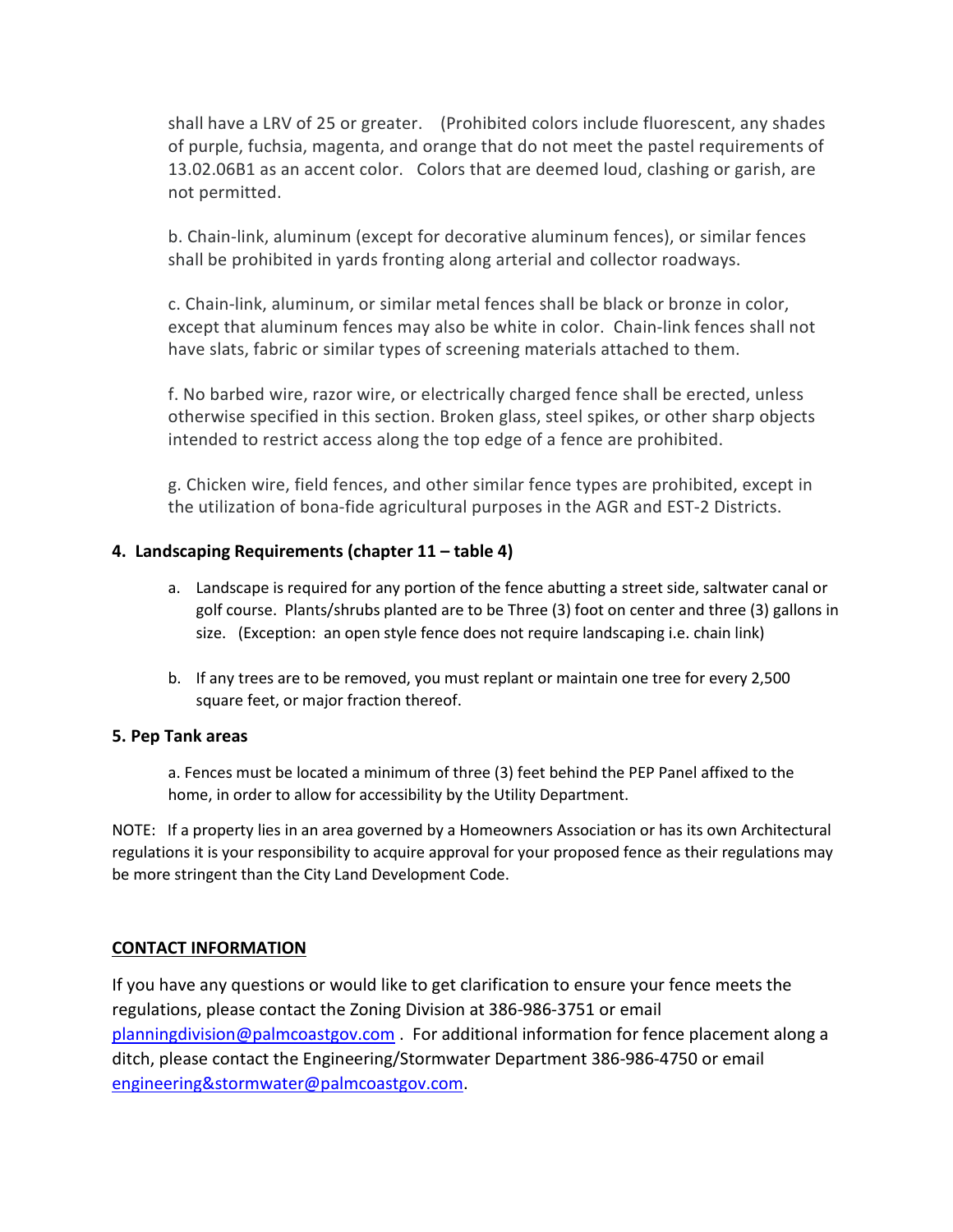shall have a LRV of 25 or greater. (Prohibited colors include fluorescent, any shades of purple, fuchsia, magenta, and orange that do not meet the pastel requirements of 13.02.06B1 as an accent color. Colors that are deemed loud, clashing or garish, are not permitted.

b. Chain-link, aluminum (except for decorative aluminum fences), or similar fences shall be prohibited in yards fronting along arterial and collector roadways.

c. Chain-link, aluminum, or similar metal fences shall be black or bronze in color, except that aluminum fences may also be white in color. Chain-link fences shall not have slats, fabric or similar types of screening materials attached to them.

f. No barbed wire, razor wire, or electrically charged fence shall be erected, unless otherwise specified in this section. Broken glass, steel spikes, or other sharp objects intended to restrict access along the top edge of a fence are prohibited.

g. Chicken wire, field fences, and other similar fence types are prohibited, except in the utilization of bona-fide agricultural purposes in the AGR and EST-2 Districts.

**4. Landscaping Requirements (chapter 11 – table 4)**

a. Landscape is required for any portion of the fence abutting a street side, saltwater canal or golf course. Plants/shrubs planted are to be Three (3) foot on center and three (3) gallons in size. (Exception: an open style fence does not require landscaping i.e. chain link)

b. If any trees are to be removed, you must replant or maintain one tree for every 2,500 square feet, or major fraction thereof.

**5. Pep Tank areas**

a. Fences must be located a minimum of three (3) feet behind the PEP Panel affixed to the home, in order to allow for accessibility by the Utility Department.

NOTE: If a property lies in an area governed by a Homeowners Association or has its own Architectural regulations it is your responsibility to acquire approval for your proposed fence as their regulations may be more stringent than the City Land Development Code.

**CONTACT INFORMATION**

If you have any questions or would like to get clarification to ensure your fence meets the regulations, please contact the Zoning Division at 386-986-3751 or email planningdivision@palmcoastgov.com . For additional information for fence placement along a ditch, please contact the Engineering/Stormwater Department 386-986-4750 or email engineering&stormwater@palmcoastgov.com.